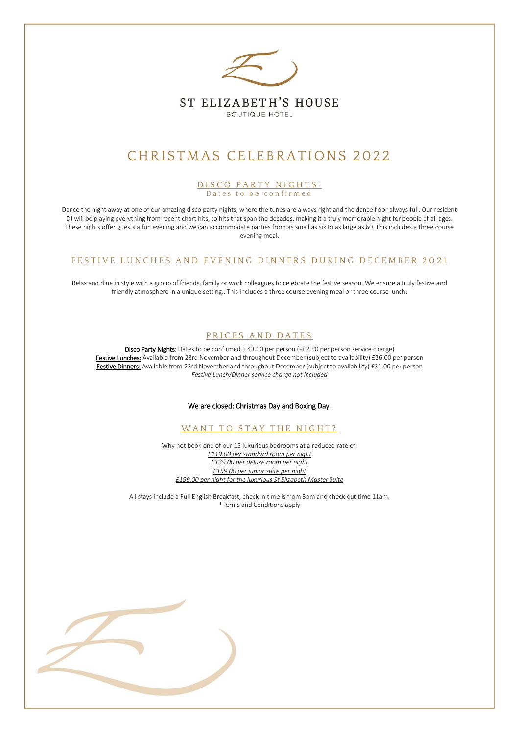# ST ELIZABETH'S HOUSE

BOUTIQUE HOTEL

# CHRISTMAS CELEBRATIONS 2022

## DISCO PARTY NIGHTS:

Dates to be confirmed

Dance the night away at one of our amazing disco party nights, where the tunes are always right and the dance floor always full. Our resident DJ will be playing everything from recent chart hits, to hits that span the decades, making it a truly memorable night for people of all ages. These nights offer guests a fun evening and we can accommodate parties from as small as six to as large as 60. This includes a three course evening meal.

## FESTIVE LUNCHES AND EVENING DINNERS DURING DECEMBER 2021

Relax and dine in style with a group of friends, family or work colleagues to celebrate the festive season. We ensure a truly festive and friendly atmosphere in a unique setting.. This includes a three course evening meal or three course lunch.

## PRICES AND DATES

**Disco Party Nights:** Dates to be confirmed. £43.00 per person (+£2.50 per person service charge)
**Festive Lunches:** Available from 23rd November and throughout December (subject to availability) £26.00 per person
**Festive Dinners:** Available from 23rd November and throughout December (subject to availability) £31.00 per person
*Festive Lunch/Dinner service charge not included*

We are closed: Christmas Day and Boxing Day.

## WANT TO STAY THE NIGHT?

Why not book one of our 15 luxurious bedrooms at a reduced rate of:
*£119.00 per standard room per night*
*£139.00 per deluxe room per night*
*£159.00 per junior suite per night*
*£199.00 per night for the luxurious St Elizabeth Master Suite*

All stays include a Full English Breakfast, check in time is from 3pm and check out time 11am.
*Terms and Conditions apply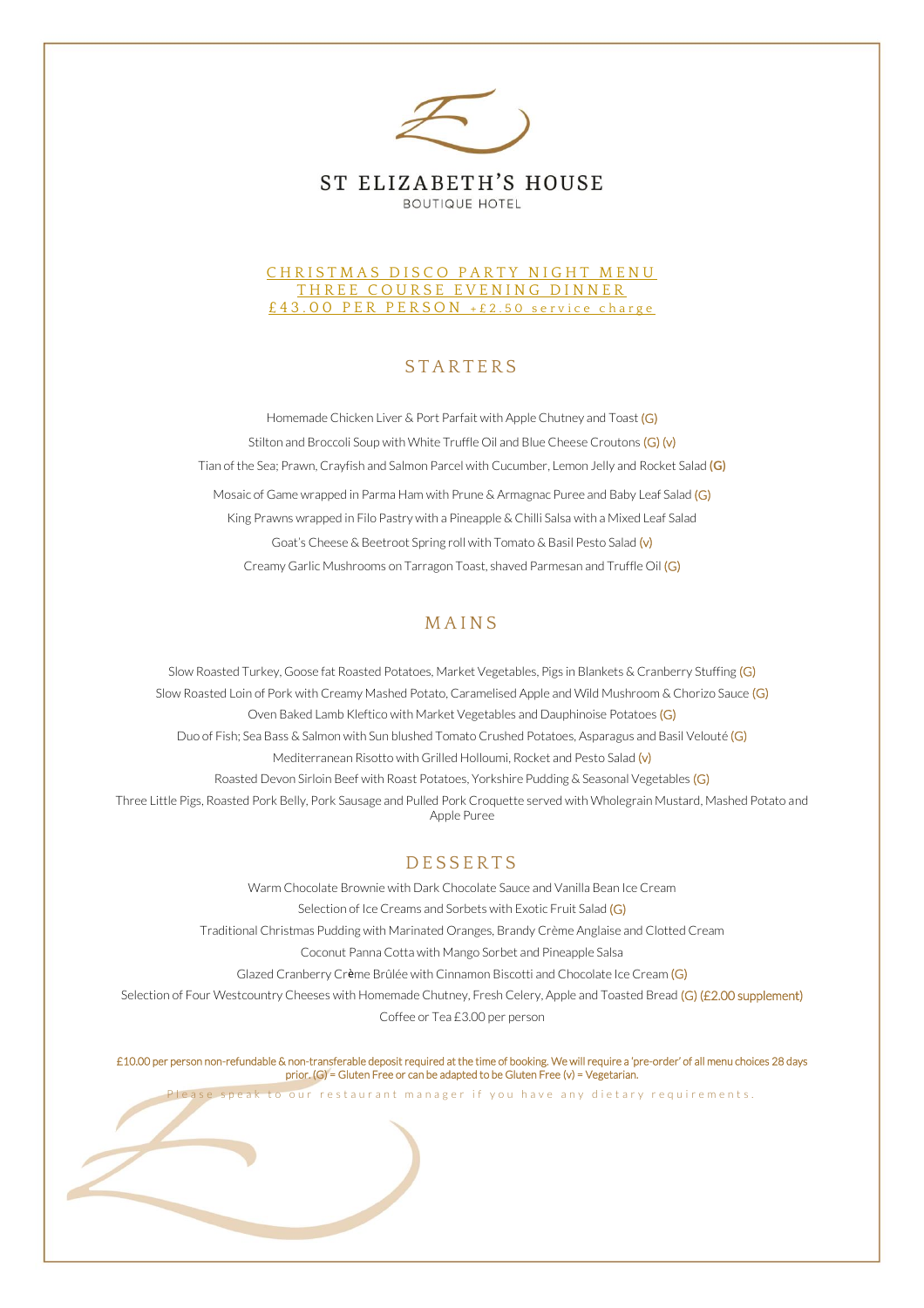# ST ELIZABETH'S HOUSE

BOUTIQUE HOTEL

CHRISTMAS DISCO PARTY NIGHT MENU
THREE COURSE EVENING DINNER
£43.00 PER PERSON +£2.50 service charge

## STARTERS

Homemade Chicken Liver & Port Parfait with Apple Chutney and Toast (G)

Stilton and Broccoli Soup with White Truffle Oil and Blue Cheese Croutons (G) (v)

Tian of the Sea; Prawn, Crayfish and Salmon Parcel with Cucumber, Lemon Jelly and Rocket Salad (G)

Mosaic of Game wrapped in Parma Ham with Prune & Armagnac Puree and Baby Leaf Salad (G)

King Prawns wrapped in Filo Pastry with a Pineapple & Chilli Salsa with a Mixed Leaf Salad

Goat's Cheese & Beetroot Spring roll with Tomato & Basil Pesto Salad (v)

Creamy Garlic Mushrooms on Tarragon Toast, shaved Parmesan and Truffle Oil (G)

## MAINS

Slow Roasted Turkey, Goose fat Roasted Potatoes, Market Vegetables, Pigs in Blankets & Cranberry Stuffing (G)

Slow Roasted Loin of Pork with Creamy Mashed Potato, Caramelised Apple and Wild Mushroom & Chorizo Sauce (G)

Oven Baked Lamb Kleftico with Market Vegetables and Dauphinoise Potatoes (G)

Duo of Fish; Sea Bass & Salmon with Sun blushed Tomato Crushed Potatoes, Asparagus and Basil Velouté (G)

Mediterranean Risotto with Grilled Holloumi, Rocket and Pesto Salad (v)

Roasted Devon Sirloin Beef with Roast Potatoes, Yorkshire Pudding & Seasonal Vegetables (G)

Three Little Pigs, Roasted Pork Belly, Pork Sausage and Pulled Pork Croquette served with Wholegrain Mustard, Mashed Potato and Apple Puree

## DESSERTS

Warm Chocolate Brownie with Dark Chocolate Sauce and Vanilla Bean Ice Cream

Selection of Ice Creams and Sorbets with Exotic Fruit Salad (G)

Traditional Christmas Pudding with Marinated Oranges, Brandy Crème Anglaise and Clotted Cream

Coconut Panna Cotta with Mango Sorbet and Pineapple Salsa

Glazed Cranberry Crème Brûlée with Cinnamon Biscotti and Chocolate Ice Cream (G)

Selection of Four Westcountry Cheeses with Homemade Chutney, Fresh Celery, Apple and Toasted Bread (G) (£2.00 supplement)

Coffee or Tea £3.00 per person

£10.00 per person non-refundable & non-transferable deposit required at the time of booking. We will require a 'pre-order' of all menu choices 28 days prior. (G) = Gluten Free or can be adapted to be Gluten Free (v) = Vegetarian.

Please speak to our restaurant manager if you have any dietary requirements.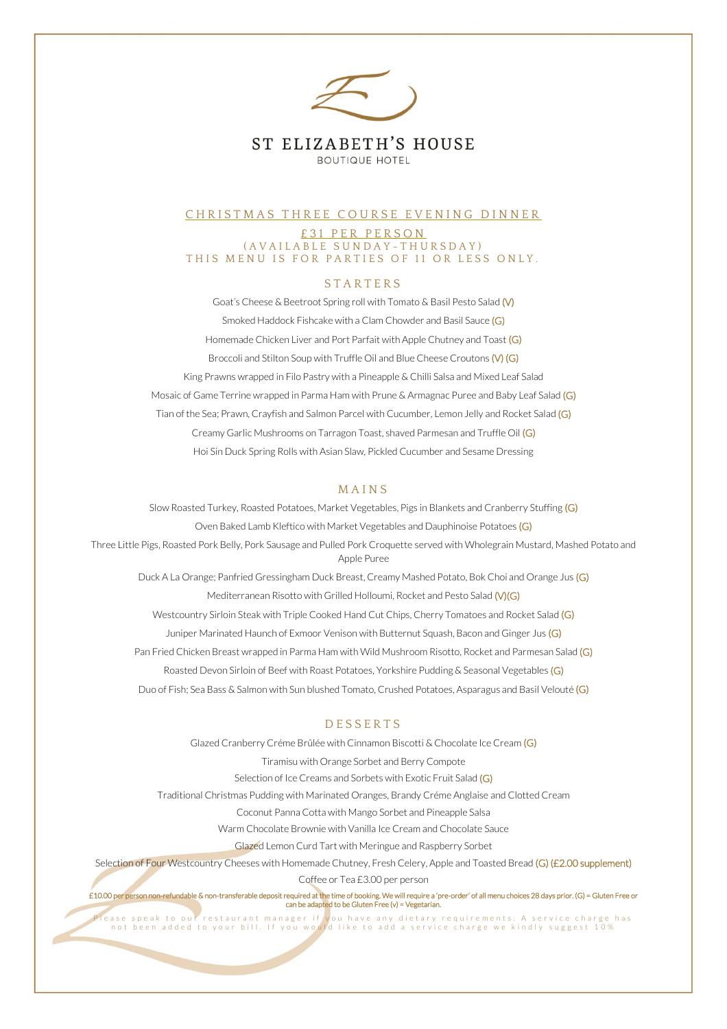# ST ELIZABETH'S HOUSE

BOUTIQUE HOTEL

## CHRISTMAS THREE COURSE EVENING DINNER

£31 PER PERSON

(AVAILABLE SUNDAY-THURSDAY)

THIS MENU IS FOR PARTIES OF 11 OR LESS ONLY.

### STARTERS

Goat's Cheese & Beetroot Spring roll with Tomato & Basil Pesto Salad (V)

Smoked Haddock Fishcake with a Clam Chowder and Basil Sauce (G)

Homemade Chicken Liver and Port Parfait with Apple Chutney and Toast (G)

Broccoli and Stilton Soup with Truffle Oil and Blue Cheese Croutons (V) (G)

King Prawns wrapped in Filo Pastry with a Pineapple & Chilli Salsa and Mixed Leaf Salad

Mosaic of Game Terrine wrapped in Parma Ham with Prune & Armagnac Puree and Baby Leaf Salad (G)

Tian of the Sea; Prawn, Crayfish and Salmon Parcel with Cucumber, Lemon Jelly and Rocket Salad (G)

Creamy Garlic Mushrooms on Tarragon Toast, shaved Parmesan and Truffle Oil (G)

Hoi Sin Duck Spring Rolls with Asian Slaw, Pickled Cucumber and Sesame Dressing

### MAINS

Slow Roasted Turkey, Roasted Potatoes, Market Vegetables, Pigs in Blankets and Cranberry Stuffing (G)

Oven Baked Lamb Kleftico with Market Vegetables and Dauphinoise Potatoes (G)

Three Little Pigs, Roasted Pork Belly, Pork Sausage and Pulled Pork Croquette served with Wholegrain Mustard, Mashed Potato and Apple Puree

Duck A La Orange; Panfried Gressingham Duck Breast, Creamy Mashed Potato, Bok Choi and Orange Jus (G)

Mediterranean Risotto with Grilled Holloumi, Rocket and Pesto Salad (V)(G)

Westcountry Sirloin Steak with Triple Cooked Hand Cut Chips, Cherry Tomatoes and Rocket Salad (G)

Juniper Marinated Haunch of Exmoor Venison with Butternut Squash, Bacon and Ginger Jus (G)

Pan Fried Chicken Breast wrapped in Parma Ham with Wild Mushroom Risotto, Rocket and Parmesan Salad (G)

Roasted Devon Sirloin of Beef with Roast Potatoes, Yorkshire Pudding & Seasonal Vegetables (G)

Duo of Fish; Sea Bass & Salmon with Sun blushed Tomato, Crushed Potatoes, Asparagus and Basil Velouté (G)

### DESSERTS

Glazed Cranberry Créme Brûlée with Cinnamon Biscotti & Chocolate Ice Cream (G)

Tiramisu with Orange Sorbet and Berry Compote

Selection of Ice Creams and Sorbets with Exotic Fruit Salad (G)

Traditional Christmas Pudding with Marinated Oranges, Brandy Créme Anglaise and Clotted Cream

Coconut Panna Cotta with Mango Sorbet and Pineapple Salsa

Warm Chocolate Brownie with Vanilla Ice Cream and Chocolate Sauce

Glazed Lemon Curd Tart with Meringue and Raspberry Sorbet

Selection of Four Westcountry Cheeses with Homemade Chutney, Fresh Celery, Apple and Toasted Bread (G) (£2.00 supplement)

Coffee or Tea £3.00 per person

£10.00 per person non-refundable & non-transferable deposit required at the time of booking. We will require a 'pre-order' of all menu choices 28 days prior. (G) = Gluten Free or can be adapted to be Gluten Free (v) = Vegetarian.

Please speak to our restaurant manager if you have any dietary requirements. A service charge has not been added to your bill. If you would like to add a service charge we kindly suggest 10%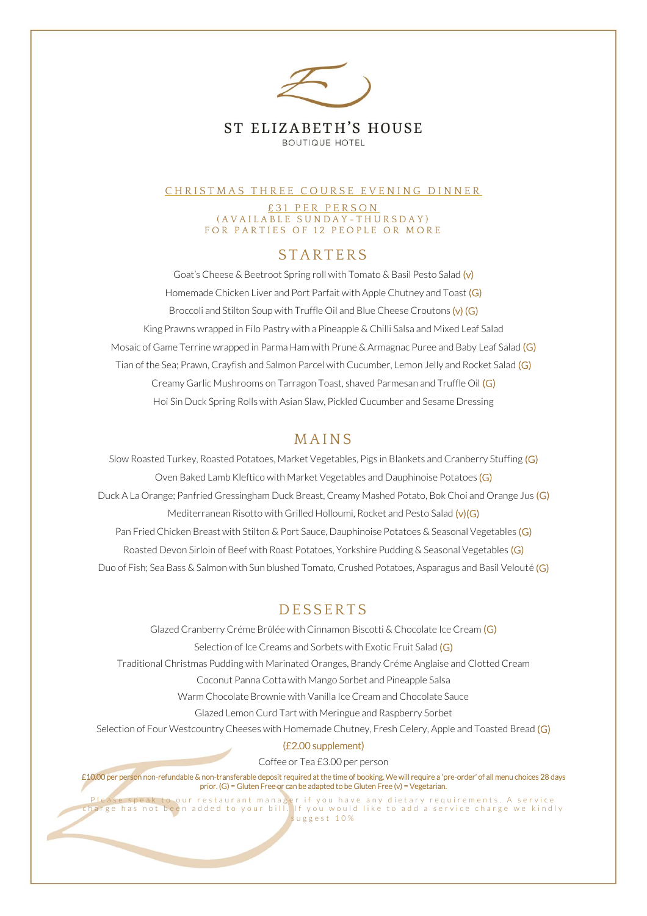# ST ELIZABETH'S HOUSE

BOUTIQUE HOTEL

## CHRISTMAS THREE COURSE EVENING DINNER

£31 PER PERSON
(AVAILABLE SUNDAY-THURSDAY)
FOR PARTIES OF 12 PEOPLE OR MORE

## STARTERS

Goat's Cheese & Beetroot Spring roll with Tomato & Basil Pesto Salad (v)

Homemade Chicken Liver and Port Parfait with Apple Chutney and Toast (G)

Broccoli and Stilton Soup with Truffle Oil and Blue Cheese Croutons (v) (G)

King Prawns wrapped in Filo Pastry with a Pineapple & Chilli Salsa and Mixed Leaf Salad

Mosaic of Game Terrine wrapped in Parma Ham with Prune & Armagnac Puree and Baby Leaf Salad (G)

Tian of the Sea; Prawn, Crayfish and Salmon Parcel with Cucumber, Lemon Jelly and Rocket Salad (G)

Creamy Garlic Mushrooms on Tarragon Toast, shaved Parmesan and Truffle Oil (G)

Hoi Sin Duck Spring Rolls with Asian Slaw, Pickled Cucumber and Sesame Dressing

## MAINS

Slow Roasted Turkey, Roasted Potatoes, Market Vegetables, Pigs in Blankets and Cranberry Stuffing (G)

Oven Baked Lamb Kleftico with Market Vegetables and Dauphinoise Potatoes (G)

Duck A La Orange; Panfried Gressingham Duck Breast, Creamy Mashed Potato, Bok Choi and Orange Jus (G)

Mediterranean Risotto with Grilled Holloumi, Rocket and Pesto Salad (v)(G)

Pan Fried Chicken Breast with Stilton & Port Sauce, Dauphinoise Potatoes & Seasonal Vegetables (G)

Roasted Devon Sirloin of Beef with Roast Potatoes, Yorkshire Pudding & Seasonal Vegetables (G)

Duo of Fish; Sea Bass & Salmon with Sun blushed Tomato, Crushed Potatoes, Asparagus and Basil Velouté (G)

## DESSERTS

Glazed Cranberry Créme Brûlée with Cinnamon Biscotti & Chocolate Ice Cream (G)

Selection of Ice Creams and Sorbets with Exotic Fruit Salad (G)

Traditional Christmas Pudding with Marinated Oranges, Brandy Créme Anglaise and Clotted Cream

Coconut Panna Cotta with Mango Sorbet and Pineapple Salsa

Warm Chocolate Brownie with Vanilla Ice Cream and Chocolate Sauce

Glazed Lemon Curd Tart with Meringue and Raspberry Sorbet

Selection of Four Westcountry Cheeses with Homemade Chutney, Fresh Celery, Apple and Toasted Bread (G)

(£2.00 supplement)

Coffee or Tea £3.00 per person

£10.00 per person non-refundable & non-transferable deposit required at the time of booking. We will require a 'pre-order' of all menu choices 28 days prior. (G) = Gluten Free or can be adapted to be Gluten Free (v) = Vegetarian.

Please speak to our restaurant manager if you have any dietary requirements. A service charge has not been added to your bill. If you would like to add a service charge we kindly suggest 10%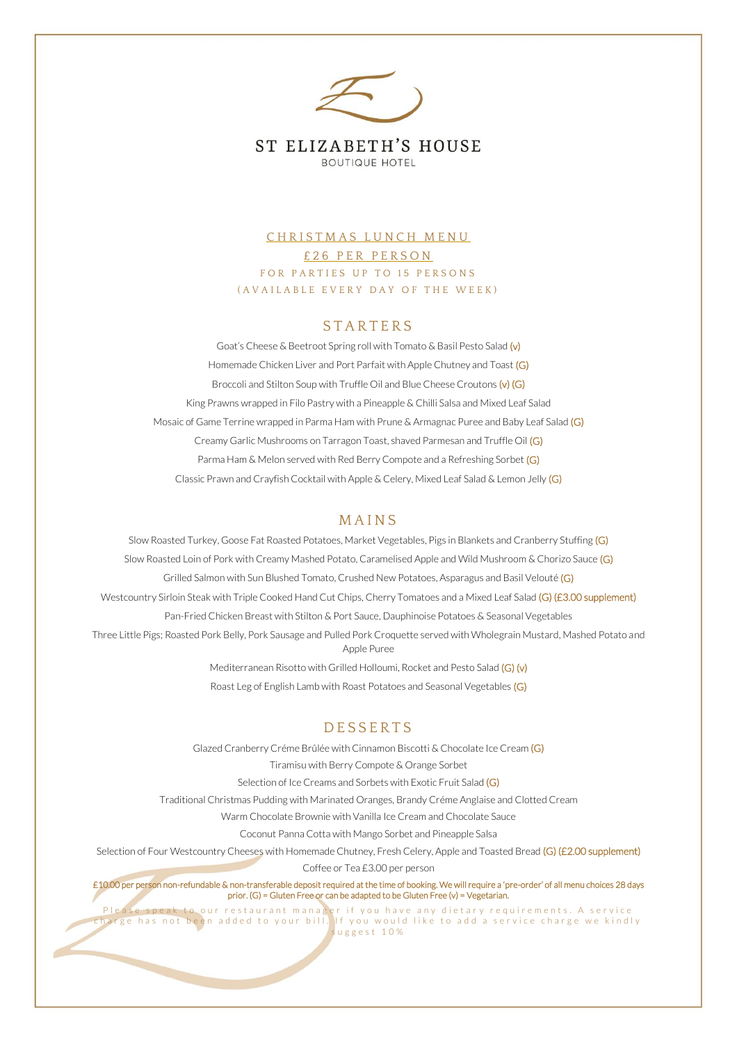# ST ELIZABETH'S HOUSE

BOUTIQUE HOTEL

## CHRISTMAS LUNCH MENU

## £26 PER PERSON

FOR PARTIES UP TO 15 PERSONS

(AVAILABLE EVERY DAY OF THE WEEK)

## STARTERS

Goat's Cheese & Beetroot Spring roll with Tomato & Basil Pesto Salad (v)

Homemade Chicken Liver and Port Parfait with Apple Chutney and Toast (G)

Broccoli and Stilton Soup with Truffle Oil and Blue Cheese Croutons (v) (G)

King Prawns wrapped in Filo Pastry with a Pineapple & Chilli Salsa and Mixed Leaf Salad

Mosaic of Game Terrine wrapped in Parma Ham with Prune & Armagnac Puree and Baby Leaf Salad (G)

Creamy Garlic Mushrooms on Tarragon Toast, shaved Parmesan and Truffle Oil (G)

Parma Ham & Melon served with Red Berry Compote and a Refreshing Sorbet (G)

Classic Prawn and Crayfish Cocktail with Apple & Celery, Mixed Leaf Salad & Lemon Jelly (G)

## MAINS

Slow Roasted Turkey, Goose Fat Roasted Potatoes, Market Vegetables, Pigs in Blankets and Cranberry Stuffing (G)

Slow Roasted Loin of Pork with Creamy Mashed Potato, Caramelised Apple and Wild Mushroom & Chorizo Sauce (G)

Grilled Salmon with Sun Blushed Tomato, Crushed New Potatoes, Asparagus and Basil Velouté (G)

Westcountry Sirloin Steak with Triple Cooked Hand Cut Chips, Cherry Tomatoes and a Mixed Leaf Salad (G) (£3.00 supplement)

Pan-Fried Chicken Breast with Stilton & Port Sauce, Dauphinoise Potatoes & Seasonal Vegetables

Three Little Pigs; Roasted Pork Belly, Pork Sausage and Pulled Pork Croquette served with Wholegrain Mustard, Mashed Potato and Apple Puree

Mediterranean Risotto with Grilled Holloumi, Rocket and Pesto Salad (G) (v)

Roast Leg of English Lamb with Roast Potatoes and Seasonal Vegetables (G)

## DESSERTS

Glazed Cranberry Créme Brûlée with Cinnamon Biscotti & Chocolate Ice Cream (G)

Tiramisu with Berry Compote & Orange Sorbet

Selection of Ice Creams and Sorbets with Exotic Fruit Salad (G)

Traditional Christmas Pudding with Marinated Oranges, Brandy Créme Anglaise and Clotted Cream

Warm Chocolate Brownie with Vanilla Ice Cream and Chocolate Sauce

Coconut Panna Cotta with Mango Sorbet and Pineapple Salsa

Selection of Four Westcountry Cheeses with Homemade Chutney, Fresh Celery, Apple and Toasted Bread (G) (£2.00 supplement)

Coffee or Tea £3.00 per person

£10.00 per person non-refundable & non-transferable deposit required at the time of booking. We will require a 'pre-order' of all menu choices 28 days prior. (G) = Gluten Free or can be adapted to be Gluten Free (v) = Vegetarian.

Please speak to our restaurant manager if you have any dietary requirements. A service charge has not been added to your bill. If you would like to add a service charge we kindly suggest 10%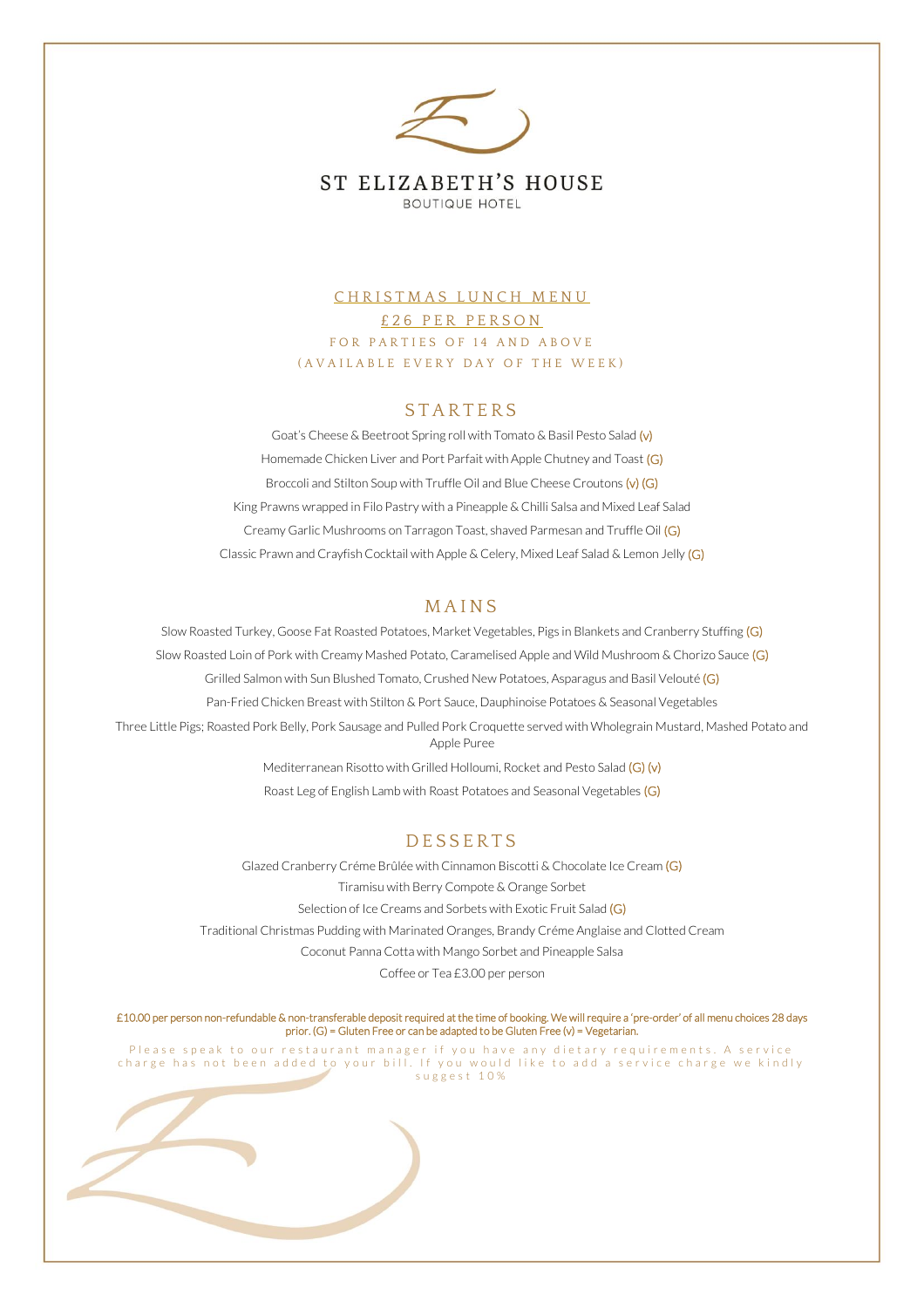# ST ELIZABETH'S HOUSE

BOUTIQUE HOTEL

## CHRISTMAS LUNCH MENU

## £26 PER PERSON

FOR PARTIES OF 14 AND ABOVE

(AVAILABLE EVERY DAY OF THE WEEK)

## STARTERS

Goat's Cheese & Beetroot Spring roll with Tomato & Basil Pesto Salad (v)

Homemade Chicken Liver and Port Parfait with Apple Chutney and Toast (G)

Broccoli and Stilton Soup with Truffle Oil and Blue Cheese Croutons (v) (G)

King Prawns wrapped in Filo Pastry with a Pineapple & Chilli Salsa and Mixed Leaf Salad

Creamy Garlic Mushrooms on Tarragon Toast, shaved Parmesan and Truffle Oil (G)

Classic Prawn and Crayfish Cocktail with Apple & Celery, Mixed Leaf Salad & Lemon Jelly (G)

## MAINS

Slow Roasted Turkey, Goose Fat Roasted Potatoes, Market Vegetables, Pigs in Blankets and Cranberry Stuffing (G)

Slow Roasted Loin of Pork with Creamy Mashed Potato, Caramelised Apple and Wild Mushroom & Chorizo Sauce (G)

Grilled Salmon with Sun Blushed Tomato, Crushed New Potatoes, Asparagus and Basil Velouté (G)

Pan-Fried Chicken Breast with Stilton & Port Sauce, Dauphinoise Potatoes & Seasonal Vegetables

Three Little Pigs; Roasted Pork Belly, Pork Sausage and Pulled Pork Croquette served with Wholegrain Mustard, Mashed Potato and Apple Puree

Mediterranean Risotto with Grilled Holloumi, Rocket and Pesto Salad (G) (v)

Roast Leg of English Lamb with Roast Potatoes and Seasonal Vegetables (G)

## DESSERTS

Glazed Cranberry Créme Brûlée with Cinnamon Biscotti & Chocolate Ice Cream (G)

Tiramisu with Berry Compote & Orange Sorbet

Selection of Ice Creams and Sorbets with Exotic Fruit Salad (G)

Traditional Christmas Pudding with Marinated Oranges, Brandy Créme Anglaise and Clotted Cream

Coconut Panna Cotta with Mango Sorbet and Pineapple Salsa

Coffee or Tea £3.00 per person

£10.00 per person non-refundable & non-transferable deposit required at the time of booking. We will require a 'pre-order' of all menu choices 28 days prior. (G) = Gluten Free or can be adapted to be Gluten Free (v) = Vegetarian.

Please speak to our restaurant manager if you have any dietary requirements. A service charge has not been added to your bill. If you would like to add a service charge we kindly suggest 10%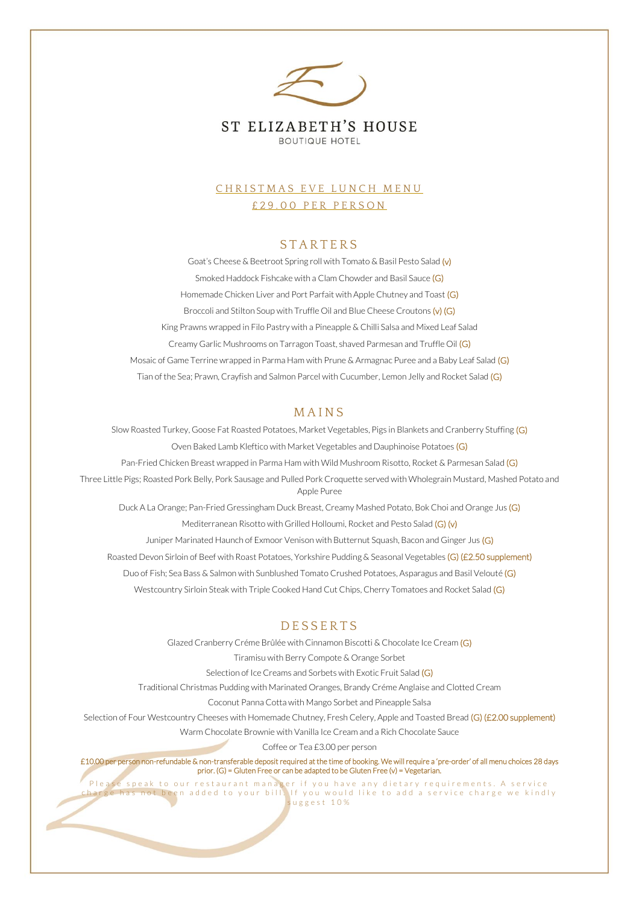# ST ELIZABETH'S HOUSE

BOUTIQUE HOTEL

## CHRISTMAS EVE LUNCH MENU

## £29.00 PER PERSON

## STARTERS

Goat's Cheese & Beetroot Spring roll with Tomato & Basil Pesto Salad (v)

Smoked Haddock Fishcake with a Clam Chowder and Basil Sauce (G)

Homemade Chicken Liver and Port Parfait with Apple Chutney and Toast (G)

Broccoli and Stilton Soup with Truffle Oil and Blue Cheese Croutons (v) (G)

King Prawns wrapped in Filo Pastry with a Pineapple & Chilli Salsa and Mixed Leaf Salad

Creamy Garlic Mushrooms on Tarragon Toast, shaved Parmesan and Truffle Oil (G)

Mosaic of Game Terrine wrapped in Parma Ham with Prune & Armagnac Puree and a Baby Leaf Salad (G)

Tian of the Sea; Prawn, Crayfish and Salmon Parcel with Cucumber, Lemon Jelly and Rocket Salad (G)

## MAINS

Slow Roasted Turkey, Goose Fat Roasted Potatoes, Market Vegetables, Pigs in Blankets and Cranberry Stuffing (G)

Oven Baked Lamb Kleftico with Market Vegetables and Dauphinoise Potatoes (G)

Pan-Fried Chicken Breast wrapped in Parma Ham with Wild Mushroom Risotto, Rocket & Parmesan Salad (G)

Three Little Pigs; Roasted Pork Belly, Pork Sausage and Pulled Pork Croquette served with Wholegrain Mustard, Mashed Potato and Apple Puree

Duck A La Orange; Pan-Fried Gressingham Duck Breast, Creamy Mashed Potato, Bok Choi and Orange Jus (G)

Mediterranean Risotto with Grilled Holloumi, Rocket and Pesto Salad (G) (v)

Juniper Marinated Haunch of Exmoor Venison with Butternut Squash, Bacon and Ginger Jus (G)

Roasted Devon Sirloin of Beef with Roast Potatoes, Yorkshire Pudding & Seasonal Vegetables (G) (£2.50 supplement)

Duo of Fish; Sea Bass & Salmon with Sunblushed Tomato Crushed Potatoes, Asparagus and Basil Velouté (G)

Westcountry Sirloin Steak with Triple Cooked Hand Cut Chips, Cherry Tomatoes and Rocket Salad (G)

## DESSERTS

Glazed Cranberry Créme Brûlée with Cinnamon Biscotti & Chocolate Ice Cream (G)

Tiramisu with Berry Compote & Orange Sorbet

Selection of Ice Creams and Sorbets with Exotic Fruit Salad (G)

Traditional Christmas Pudding with Marinated Oranges, Brandy Créme Anglaise and Clotted Cream

Coconut Panna Cotta with Mango Sorbet and Pineapple Salsa

Selection of Four Westcountry Cheeses with Homemade Chutney, Fresh Celery, Apple and Toasted Bread (G) (£2.00 supplement)

Warm Chocolate Brownie with Vanilla Ice Cream and a Rich Chocolate Sauce

Coffee or Tea £3.00 per person

£10.00 per person non-refundable & non-transferable deposit required at the time of booking. We will require a 'pre-order' of all menu choices 28 days prior. (G) = Gluten Free or can be adapted to be Gluten Free (v) = Vegetarian.

Please speak to our restaurant manager if you have any dietary requirements. A service charge has not been added to your bill. If you would like to add a service charge we kindly suggest 10%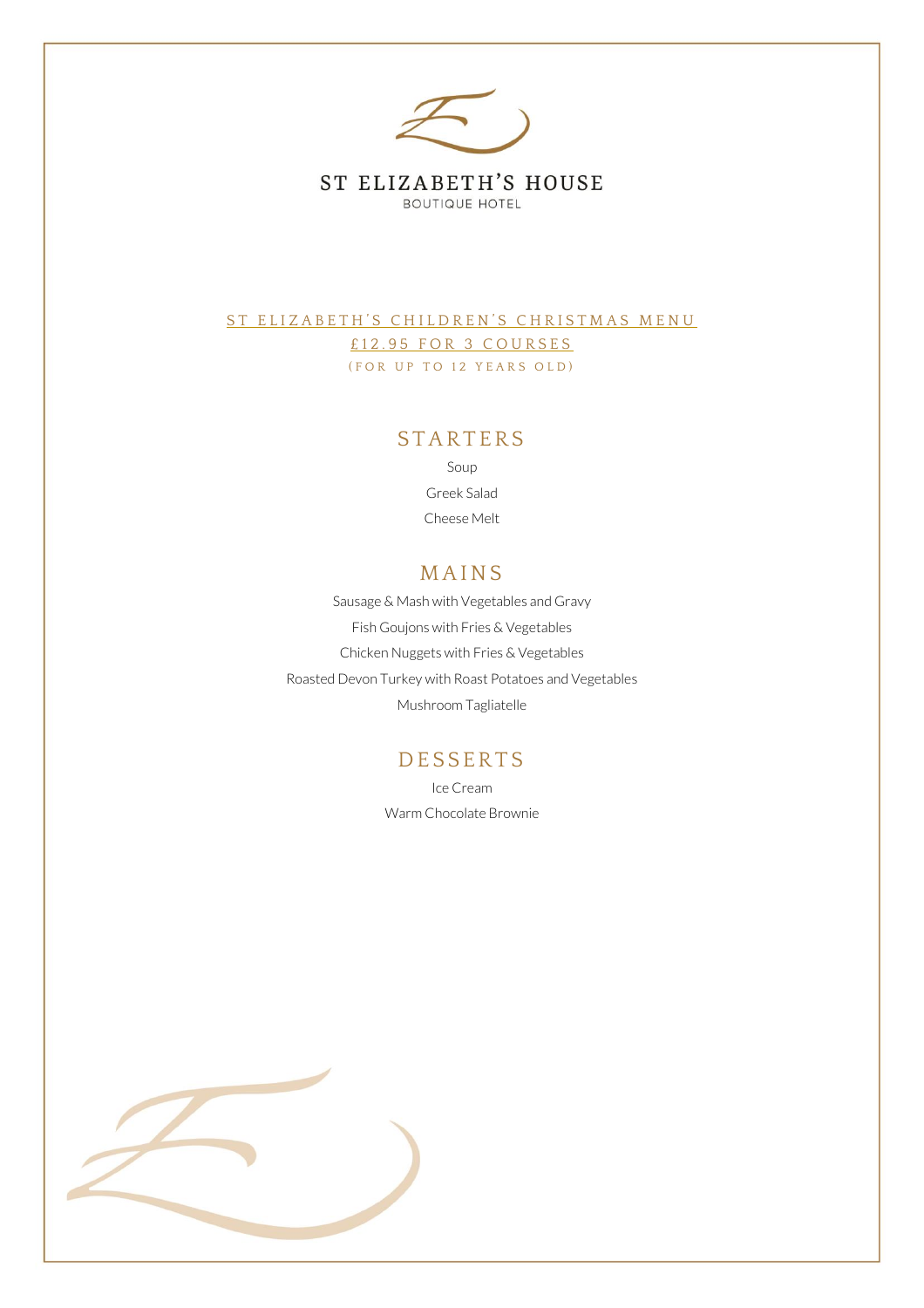# ST ELIZABETH'S HOUSE

BOUTIQUE HOTEL

ST ELIZABETH'S CHILDREN'S CHRISTMAS MENU

£12.95 FOR 3 COURSES

(FOR UP TO 12 YEARS OLD)

## STARTERS

Soup

Greek Salad

Cheese Melt

## MAINS

Sausage & Mash with Vegetables and Gravy

Fish Goujons with Fries & Vegetables

Chicken Nuggets with Fries & Vegetables

Roasted Devon Turkey with Roast Potatoes and Vegetables

Mushroom Tagliatelle

## DESSERTS

Ice Cream

Warm Chocolate Brownie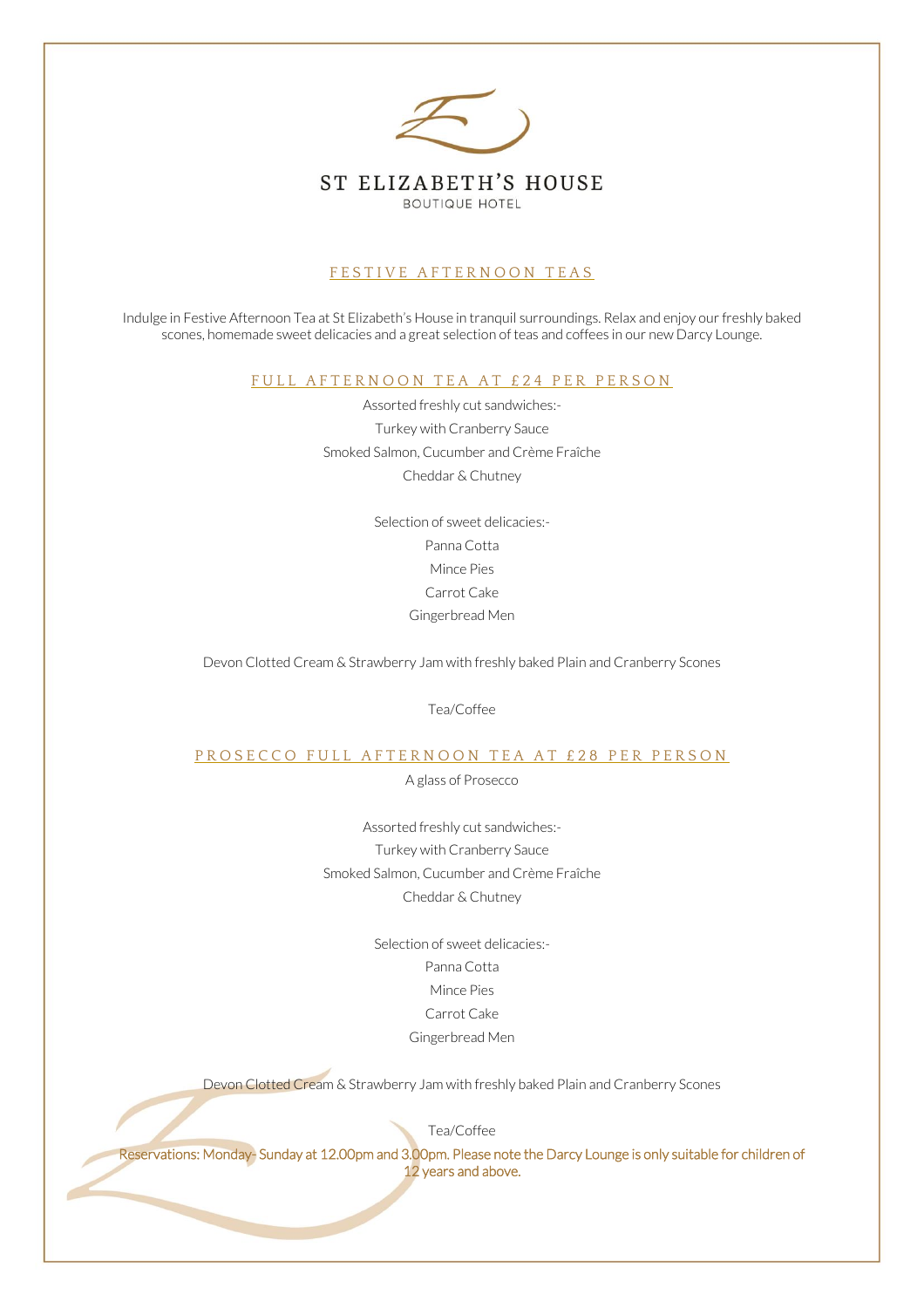# ST ELIZABETH'S HOUSE

BOUTIQUE HOTEL

## FESTIVE AFTERNOON TEAS

Indulge in Festive Afternoon Tea at St Elizabeth's House in tranquil surroundings. Relax and enjoy our freshly baked scones, homemade sweet delicacies and a great selection of teas and coffees in our new Darcy Lounge.

### FULL AFTERNOON TEA AT £24 PER PERSON

Assorted freshly cut sandwiches:-

Turkey with Cranberry Sauce

Smoked Salmon, Cucumber and Crème Fraîche

Cheddar & Chutney

Selection of sweet delicacies:-

Panna Cotta

Mince Pies

Carrot Cake

Gingerbread Men

Devon Clotted Cream & Strawberry Jam with freshly baked Plain and Cranberry Scones

Tea/Coffee

### PROSECCO FULL AFTERNOON TEA AT £28 PER PERSON

A glass of Prosecco

Assorted freshly cut sandwiches:-

Turkey with Cranberry Sauce

Smoked Salmon, Cucumber and Crème Fraîche

Cheddar & Chutney

Selection of sweet delicacies:-

Panna Cotta

Mince Pies

Carrot Cake

Gingerbread Men

Devon Clotted Cream & Strawberry Jam with freshly baked Plain and Cranberry Scones

Tea/Coffee

Reservations: Monday- Sunday at 12.00pm and 3.00pm. Please note the Darcy Lounge is only suitable for children of 12 years and above.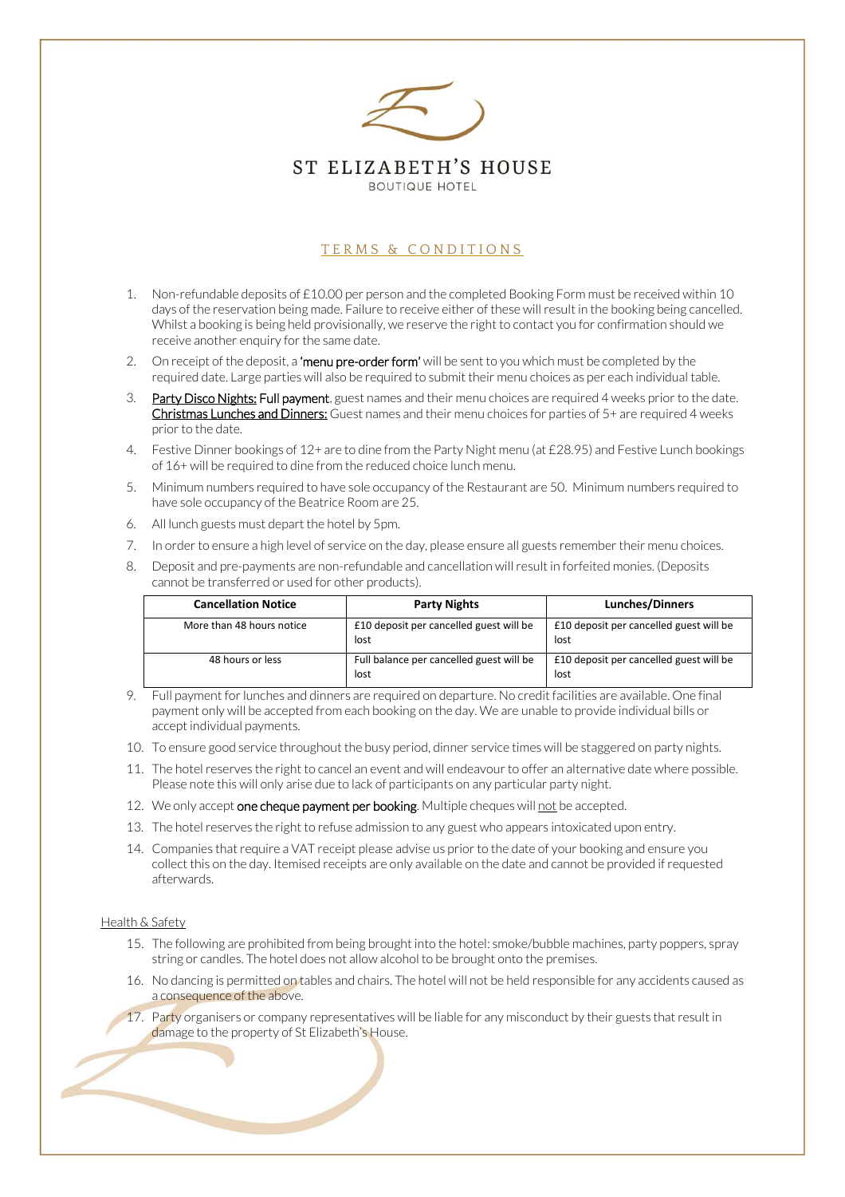# ST ELIZABETH'S HOUSE

BOUTIQUE HOTEL

## TERMS & CONDITIONS

1. Non-refundable deposits of £10.00 per person and the completed Booking Form must be received within 10 days of the reservation being made. Failure to receive either of these will result in the booking being cancelled. Whilst a booking is being held provisionally, we reserve the right to contact you for confirmation should we receive another enquiry for the same date.
2. On receipt of the deposit, a 'menu pre-order form' will be sent to you which must be completed by the required date. Large parties will also be required to submit their menu choices as per each individual table.
3. Party Disco Nights: Full payment, guest names and their menu choices are required 4 weeks prior to the date. Christmas Lunches and Dinners: Guest names and their menu choices for parties of 5+ are required 4 weeks prior to the date.
4. Festive Dinner bookings of 12+ are to dine from the Party Night menu (at £28.95) and Festive Lunch bookings of 16+ will be required to dine from the reduced choice lunch menu.
5. Minimum numbers required to have sole occupancy of the Restaurant are 50. Minimum numbers required to have sole occupancy of the Beatrice Room are 25.
6. All lunch guests must depart the hotel by 5pm.
7. In order to ensure a high level of service on the day, please ensure all guests remember their menu choices.
8. Deposit and pre-payments are non-refundable and cancellation will result in forfeited monies. (Deposits cannot be transferred or used for other products).

| Cancellation Notice | Party Nights | Lunches/Dinners |
|---|---|---|
| More than 48 hours notice | £10 deposit per cancelled guest will be lost | £10 deposit per cancelled guest will be lost |
| 48 hours or less | Full balance per cancelled guest will be lost | £10 deposit per cancelled guest will be lost |

9. Full payment for lunches and dinners are required on departure. No credit facilities are available. One final payment only will be accepted from each booking on the day. We are unable to provide individual bills or accept individual payments.
10. To ensure good service throughout the busy period, dinner service times will be staggered on party nights.
11. The hotel reserves the right to cancel an event and will endeavour to offer an alternative date where possible. Please note this will only arise due to lack of participants on any particular party night.
12. We only accept **one cheque payment per booking**. Multiple cheques will not be accepted.
13. The hotel reserves the right to refuse admission to any guest who appears intoxicated upon entry.
14. Companies that require a VAT receipt please advise us prior to the date of your booking and ensure you collect this on the day. Itemised receipts are only available on the date and cannot be provided if requested afterwards.

### Health & Safety

15. The following are prohibited from being brought into the hotel: smoke/bubble machines, party poppers, spray string or candles. The hotel does not allow alcohol to be brought onto the premises.
16. No dancing is permitted on tables and chairs. The hotel will not be held responsible for any accidents caused as a consequence of the above.
17. Party organisers or company representatives will be liable for any misconduct by their guests that result in damage to the property of St Elizabeth's House.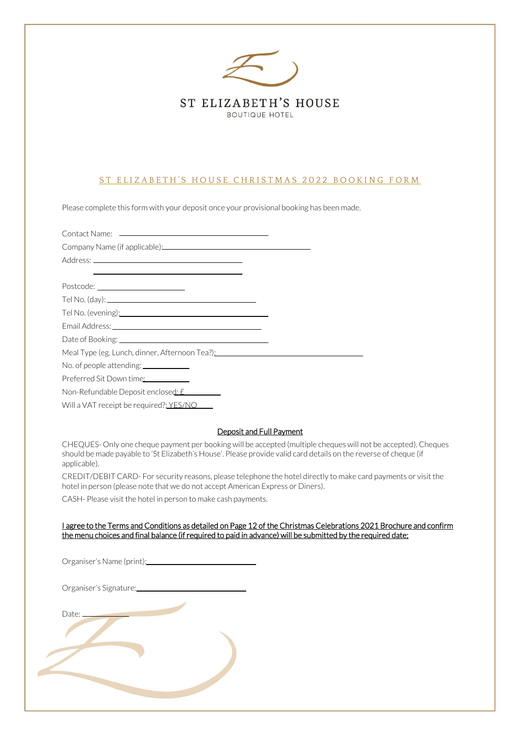ST ELIZABETH'S HOUSE

BOUTIQUE HOTEL

## ST ELIZABETH'S HOUSE CHRISTMAS 2022 BOOKING FORM

Please complete this form with your deposit once your provisional booking has been made.

Contact Name: \_\_\_\_\_\_\_\_\_\_\_\_\_\_\_\_\_\_\_\_\_\_\_\_\_\_\_\_\_\_

Company Name (if applicable): \_\_\_\_\_\_\_\_\_\_\_\_\_\_\_\_\_\_\_\_\_\_\_\_\_\_\_\_\_\_

Address: \_\_\_\_\_\_\_\_\_\_\_\_\_\_\_\_\_\_\_\_\_\_\_\_\_\_\_\_\_\_

\_\_\_\_\_\_\_\_\_\_\_\_\_\_\_\_\_\_\_\_\_\_\_\_\_\_\_\_\_\_

Postcode: \_\_\_\_\_\_\_\_\_\_\_\_\_\_\_\_\_\_\_\_

Tel No. (day): \_\_\_\_\_\_\_\_\_\_\_\_\_\_\_\_\_\_\_\_\_\_\_\_\_\_\_\_\_\_

Tel No. (evening): \_\_\_\_\_\_\_\_\_\_\_\_\_\_\_\_\_\_\_\_\_\_\_\_\_\_\_\_\_\_

Email Address: \_\_\_\_\_\_\_\_\_\_\_\_\_\_\_\_\_\_\_\_\_\_\_\_\_\_\_\_\_\_

Date of Booking: \_\_\_\_\_\_\_\_\_\_\_\_\_\_\_\_\_\_\_\_\_\_\_\_\_\_\_\_\_\_

Meal Type (eg. Lunch, dinner, Afternoon Tea?): \_\_\_\_\_\_\_\_\_\_\_\_\_\_\_\_\_\_\_\_\_\_\_\_\_\_\_\_\_\_

No. of people attending: \_\_\_\_\_\_\_\_\_\_

Preferred Sit Down time: \_\_\_\_\_\_\_\_\_\_

Non-Refundable Deposit enclosed: £\_\_\_\_\_\_\_\_\_\_

Will a VAT receipt be required?: YES/NO

### Deposit and Full Payment

CHEQUES- Only one cheque payment per booking will be accepted (multiple cheques will not be accepted). Cheques should be made payable to 'St Elizabeth's House'. Please provide valid card details on the reverse of cheque (if applicable).

CREDIT/DEBIT CARD- For security reasons, please telephone the hotel directly to make card payments or visit the hotel in person (please note that we do not accept American Express or Diners).

CASH- Please visit the hotel in person to make cash payments.

I agree to the Terms and Conditions as detailed on Page 12 of the Christmas Celebrations 2021 Brochure and confirm the menu choices and final balance (if required to paid in advance) will be submitted by the required date;

Organiser's Name (print): \_\_\_\_\_\_\_\_\_\_\_\_\_\_\_\_\_\_\_\_\_\_\_\_\_\_\_\_\_\_

Organiser's Signature: \_\_\_\_\_\_\_\_\_\_\_\_\_\_\_\_\_\_\_\_\_\_\_\_\_\_\_\_\_\_

Date: \_\_\_\_\_\_\_\_\_\_